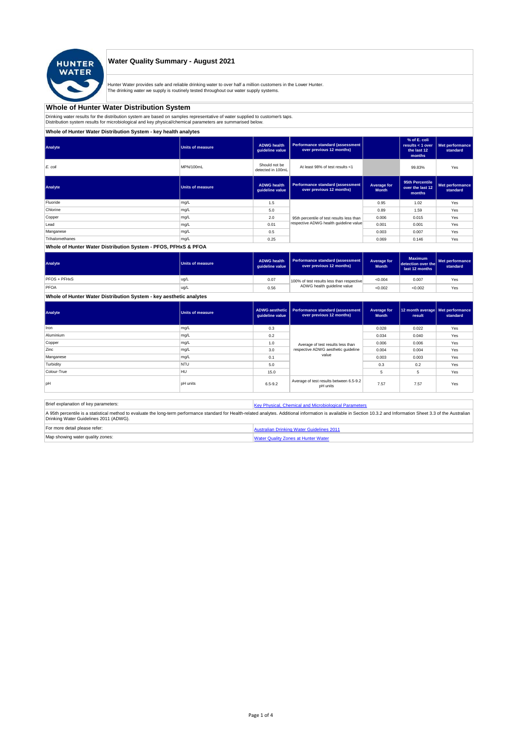# Water Quality Summary - August 2021

Hunter Water provides safe and reliable drinking water to over half a million customers in the Lower Hunter.
The drinking water we supply is routinely tested throughout our water supply systems.

## Whole of Hunter Water Distribution System

Drinking water results for the distribution system are based on samples representative of water supplied to customer's taps.
Distribution system results for microbiological and key physical/chemical parameters are summarised below.

### Whole of Hunter Water Distribution System - key health analytes

| Analyte | Units of measure | ADWG health guideline value | Performance standard (assessment over previous 12 months) | | % of E. coli results < 1 over the last 12 months | Met performance standard |
|---|---|---|---|---|---|---|
| *E. coli* | MPN/100mL | Should not be detected in 100mL | At least 98% of test results <1 | | 99.83% | Yes |

| Analyte | Units of measure | ADWG health guideline value | Performance standard (assessment over previous 12 months) | Average for Month | 95th Percentile over the last 12 months | Met performance standard |
|---|---|---|---|---|---|---|
| Fluoride | mg/L | 1.5 | 95th percentile of test results less than respective ADWG health guideline value | 0.95 | 1.02 | Yes |
| Chlorine | mg/L | 5.0 | | 0.89 | 1.59 | Yes |
| Copper | mg/L | 2.0 | | 0.006 | 0.015 | Yes |
| Lead | mg/L | 0.01 | | 0.001 | 0.001 | Yes |
| Manganese | mg/L | 0.5 | | 0.003 | 0.007 | Yes |
| Trihalomethanes | mg/L | 0.25 | | 0.069 | 0.146 | Yes |

### Whole of Hunter Water Distribution System - PFOS, PFHxS & PFOA

| Analyte | Units of measure | ADWG health guideline value | Performance standard (assessment over previous 12 months) | Average for Month | Maximum detection over the last 12 months | Met performance standard |
|---|---|---|---|---|---|---|
| PFOS + PFHxS | ug/L | 0.07 | 100% of test results less than respective ADWG health guideline value | <0.004 | 0.007 | Yes |
| PFOA | ug/L | 0.56 | | <0.002 | <0.002 | Yes |

### Whole of Hunter Water Distribution System - key aesthetic analytes

| Analyte | Units of measure | ADWG aesthetic guideline value | Performance standard (assessment over previous 12 months) | Average for Month | 12 month average result | Met performance standard |
|---|---|---|---|---|---|---|
| Iron | mg/L | 0.3 | Average of test results less than respective ADWG aesthetic guideline value | 0.028 | 0.022 | Yes |
| Aluminium | mg/L | 0.2 | | 0.034 | 0.040 | Yes |
| Copper | mg/L | 1.0 | | 0.006 | 0.006 | Yes |
| Zinc | mg/L | 3.0 | | 0.004 | 0.004 | Yes |
| Manganese | mg/L | 0.1 | | 0.003 | 0.003 | Yes |
| Turbidity | NTU | 5.0 | | 0.3 | 0.2 | Yes |
| Colour-True | HU | 15.0 | | 5 | 5 | Yes |
| pH | pH units | 6.5-9.2 | Average of test results between 6.5-9.2 pH units | 7.57 | 7.57 | Yes |

| | |
|---|---|
| Brief explanation of key parameters: | Key Physical, Chemical and Microbiological Parameters |
| A 95th percentile is a statistical method to evaluate the long-term performance standard for Health-related analytes. Additional information is available in Section 10.3.2 and Information Sheet 3.3 of the Australian Drinking Water Guidelines 2011 (ADWG). | |
| For more detail please refer: | Australian Drinking Water Guidelines 2011 |
| Map showing water quality zones: | Water Quality Zones at Hunter Water |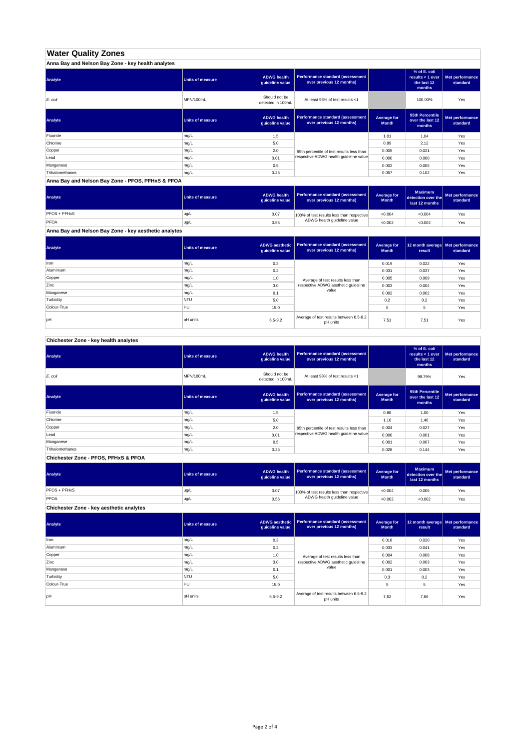# Water Quality Zones

## Anna Bay and Nelson Bay Zone - key health analytes

| Analyte | Units of measure | ADWG health guideline value | Performance standard (assessment over previous 12 months) | | % of E. coli results < 1 over the last 12 months | Met performance standard |
|---|---|---|---|---|---|---|
| *E. coli* | MPN/100mL | Should not be detected in 100mL | At least 98% of test results <1 | | 100.00% | Yes |

| Analyte | Units of measure | ADWG health guideline value | Performance standard (assessment over previous 12 months) | Average for Month | 95th Percentile over the last 12 months | Met performance standard |
|---|---|---|---|---|---|---|
| Fluoride | mg/L | 1.5 | 95th percentile of test results less than respective ADWG health guideline value | 1.01 | 1.04 | Yes |
| Chlorine | mg/L | 5.0 | | 0.99 | 2.12 | Yes |
| Copper | mg/L | 2.0 | | 0.005 | 0.021 | Yes |
| Lead | mg/L | 0.01 | | 0.000 | 0.000 | Yes |
| Manganese | mg/L | 0.5 | | 0.002 | 0.005 | Yes |
| Trihalomethanes | mg/L | 0.25 | | 0.057 | 0.102 | Yes |

## Anna Bay and Nelson Bay Zone - PFOS, PFHxS & PFOA

| Analyte | Units of measure | ADWG health guideline value | Performance standard (assessment over previous 12 months) | Average for Month | Maximum detection over the last 12 months | Met performance standard |
|---|---|---|---|---|---|---|
| PFOS + PFHxS | ug/L | 0.07 | 100% of test results less than respective ADWG health guideline value | <0.004 | <0.004 | Yes |
| PFOA | ug/L | 0.56 | | <0.002 | <0.002 | Yes |

## Anna Bay and Nelson Bay Zone - key aesthetic analytes

| Analyte | Units of measure | ADWG aesthetic guideline value | Performance standard (assessment over previous 12 months) | Average for Month | 12 month average result | Met performance standard |
|---|---|---|---|---|---|---|
| Iron | mg/L | 0.3 | Average of test results less than respective ADWG aesthetic guideline value | 0.019 | 0.022 | Yes |
| Aluminium | mg/L | 0.2 | | 0.031 | 0.037 | Yes |
| Copper | mg/L | 1.0 | | 0.005 | 0.009 | Yes |
| Zinc | mg/L | 3.0 | | 0.003 | 0.004 | Yes |
| Manganese | mg/L | 0.1 | | 0.002 | 0.002 | Yes |
| Turbidity | NTU | 5.0 | | 0.2 | 0.2 | Yes |
| Colour-True | HU | 15.0 | | 5 | 5 | Yes |
| pH | pH units | 6.5-9.2 | Average of test results between 6.5-9.2 pH units | 7.51 | 7.51 | Yes |

## Chichester Zone - key health analytes

| Analyte | Units of measure | ADWG health guideline value | Performance standard (assessment over previous 12 months) | | % of E. coli results < 1 over the last 12 months | Met performance standard |
|---|---|---|---|---|---|---|
| *E. coli* | MPN/100mL | Should not be detected in 100mL | At least 98% of test results <1 | | 99.79% | Yes |

| Analyte | Units of measure | ADWG health guideline value | Performance standard (assessment over previous 12 months) | Average for Month | 95th Percentile over the last 12 months | Met performance standard |
|---|---|---|---|---|---|---|
| Fluoride | mg/L | 1.5 | 95th percentile of test results less than respective ADWG health guideline value | 0.88 | 1.00 | Yes |
| Chlorine | mg/L | 5.0 | | 1.16 | 1.46 | Yes |
| Copper | mg/L | 2.0 | | 0.004 | 0.027 | Yes |
| Lead | mg/L | 0.01 | | 0.000 | 0.001 | Yes |
| Manganese | mg/L | 0.5 | | 0.001 | 0.007 | Yes |
| Trihalomethanes | mg/L | 0.25 | | 0.028 | 0.144 | Yes |

## Chichester Zone - PFOS, PFHxS & PFOA

| Analyte | Units of measure | ADWG health guideline value | Performance standard (assessment over previous 12 months) | Average for Month | Maximum detection over the last 12 months | Met performance standard |
|---|---|---|---|---|---|---|
| PFOS + PFHxS | ug/L | 0.07 | 100% of test results less than respective ADWG health guideline value | <0.004 | 0.006 | Yes |
| PFOA | ug/L | 0.56 | | <0.002 | <0.002 | Yes |

## Chichester Zone - key aesthetic analytes

| Analyte | Units of measure | ADWG aesthetic guideline value | Performance standard (assessment over previous 12 months) | Average for Month | 12 month average result | Met performance standard |
|---|---|---|---|---|---|---|
| Iron | mg/L | 0.3 | Average of test results less than respective ADWG aesthetic guideline value | 0.018 | 0.020 | Yes |
| Aluminium | mg/L | 0.2 | | 0.033 | 0.041 | Yes |
| Copper | mg/L | 1.0 | | 0.004 | 0.008 | Yes |
| Zinc | mg/L | 3.0 | | 0.002 | 0.003 | Yes |
| Manganese | mg/L | 0.1 | | 0.001 | 0.003 | Yes |
| Turbidity | NTU | 5.0 | | 0.3 | 0.2 | Yes |
| Colour-True | HU | 15.0 | | 5 | 5 | Yes |
| pH | pH units | 6.5-9.2 | Average of test results between 6.5-9.2 pH units | 7.62 | 7.66 | Yes |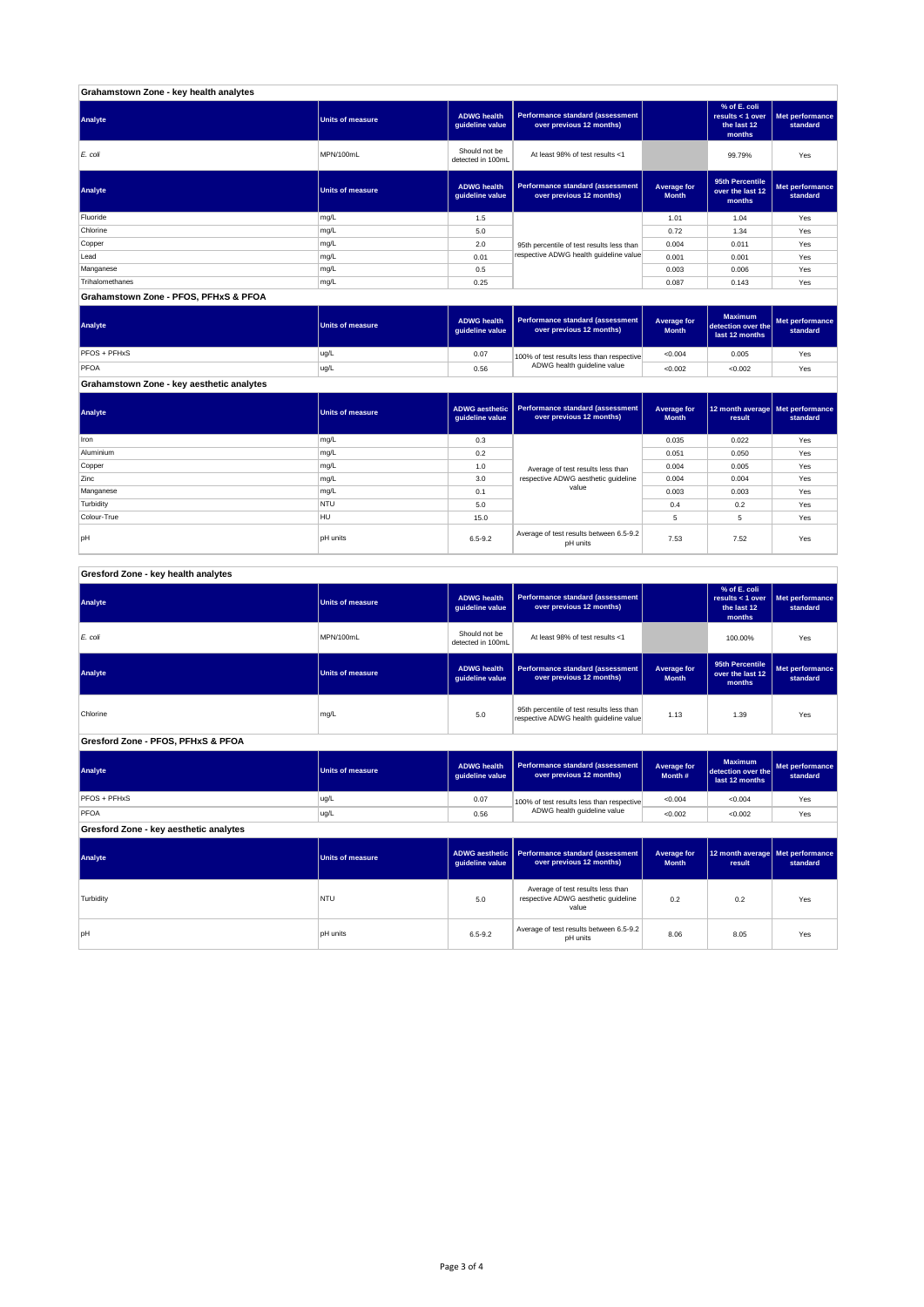### Grahamstown Zone - key health analytes

| Analyte | Units of measure | ADWG health guideline value | Performance standard (assessment over previous 12 months) | | % of E. coli results < 1 over the last 12 months | Met performance standard |
|---|---|---|---|---|---|---|
| *E. coli* | MPN/100mL | Should not be detected in 100mL | At least 98% of test results <1 | | 99.79% | Yes |

| Analyte | Units of measure | ADWG health guideline value | Performance standard (assessment over previous 12 months) | Average for Month | 95th Percentile over the last 12 months | Met performance standard |
|---|---|---|---|---|---|---|
| Fluoride | mg/L | 1.5 | 95th percentile of test results less than respective ADWG health guideline value | 1.01 | 1.04 | Yes |
| Chlorine | mg/L | 5.0 | | 0.72 | 1.34 | Yes |
| Copper | mg/L | 2.0 | | 0.004 | 0.011 | Yes |
| Lead | mg/L | 0.01 | | 0.001 | 0.001 | Yes |
| Manganese | mg/L | 0.5 | | 0.003 | 0.006 | Yes |
| Trihalomethanes | mg/L | 0.25 | | 0.087 | 0.143 | Yes |

### Grahamstown Zone - PFOS, PFHxS & PFOA

| Analyte | Units of measure | ADWG health guideline value | Performance standard (assessment over previous 12 months) | Average for Month | Maximum detection over the last 12 months | Met performance standard |
|---|---|---|---|---|---|---|
| PFOS + PFHxS | ug/L | 0.07 | 100% of test results less than respective ADWG health guideline value | <0.004 | 0.005 | Yes |
| PFOA | ug/L | 0.56 | | <0.002 | <0.002 | Yes |

### Grahamstown Zone - key aesthetic analytes

| Analyte | Units of measure | ADWG aesthetic guideline value | Performance standard (assessment over previous 12 months) | Average for Month | 12 month average result | Met performance standard |
|---|---|---|---|---|---|---|
| Iron | mg/L | 0.3 | Average of test results less than respective ADWG aesthetic guideline value | 0.035 | 0.022 | Yes |
| Aluminium | mg/L | 0.2 | | 0.051 | 0.050 | Yes |
| Copper | mg/L | 1.0 | | 0.004 | 0.005 | Yes |
| Zinc | mg/L | 3.0 | | 0.004 | 0.004 | Yes |
| Manganese | mg/L | 0.1 | | 0.003 | 0.003 | Yes |
| Turbidity | NTU | 5.0 | | 0.4 | 0.2 | Yes |
| Colour-True | HU | 15.0 | | 5 | 5 | Yes |
| pH | pH units | 6.5-9.2 | Average of test results between 6.5-9.2 pH units | 7.53 | 7.52 | Yes |

### Gresford Zone - key health analytes

| Analyte | Units of measure | ADWG health guideline value | Performance standard (assessment over previous 12 months) | | % of E. coli results < 1 over the last 12 months | Met performance standard |
|---|---|---|---|---|---|---|
| *E. coli* | MPN/100mL | Should not be detected in 100mL | At least 98% of test results <1 | | 100.00% | Yes |

| Analyte | Units of measure | ADWG health guideline value | Performance standard (assessment over previous 12 months) | Average for Month | 95th Percentile over the last 12 months | Met performance standard |
|---|---|---|---|---|---|---|
| Chlorine | mg/L | 5.0 | 95th percentile of test results less than respective ADWG health guideline value | 1.13 | 1.39 | Yes |

### Gresford Zone - PFOS, PFHxS & PFOA

| Analyte | Units of measure | ADWG health guideline value | Performance standard (assessment over previous 12 months) | Average for Month # | Maximum detection over the last 12 months | Met performance standard |
|---|---|---|---|---|---|---|
| PFOS + PFHxS | ug/L | 0.07 | 100% of test results less than respective ADWG health guideline value | <0.004 | <0.004 | Yes |
| PFOA | ug/L | 0.56 | | <0.002 | <0.002 | Yes |

### Gresford Zone - key aesthetic analytes

| Analyte | Units of measure | ADWG aesthetic guideline value | Performance standard (assessment over previous 12 months) | Average for Month | 12 month average result | Met performance standard |
|---|---|---|---|---|---|---|
| Turbidity | NTU | 5.0 | Average of test results less than respective ADWG aesthetic guideline value | 0.2 | 0.2 | Yes |
| pH | pH units | 6.5-9.2 | Average of test results between 6.5-9.2 pH units | 8.06 | 8.05 | Yes |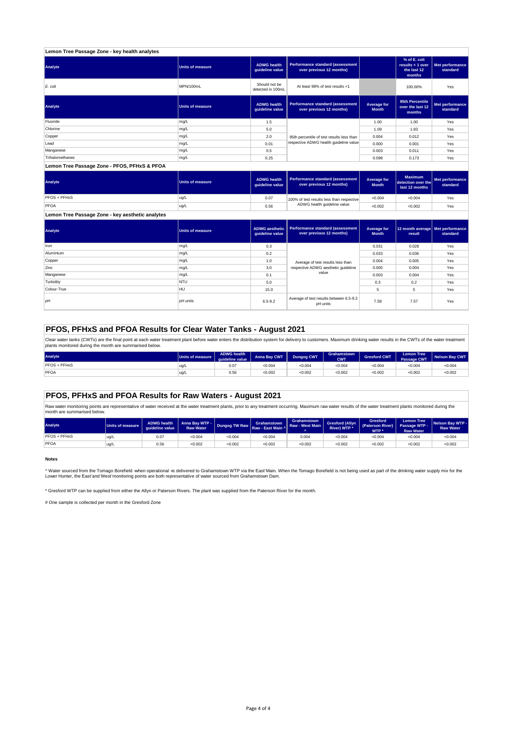## Lemon Tree Passage Zone - key health analytes

| Analyte | Units of measure | ADWG health guideline value | Performance standard (assessment over previous 12 months) | | % of E. coli results < 1 over the last 12 months | Met performance standard |
|---|---|---|---|---|---|---|
| *E. coli* | MPN/100mL | Should not be detected in 100mL | At least 98% of test results <1 | | 100.00% | Yes |

| Analyte | Units of measure | ADWG health guideline value | Performance standard (assessment over previous 12 months) | Average for Month | 95th Percentile over the last 12 months | Met performance standard |
|---|---|---|---|---|---|---|
| Fluoride | mg/L | 1.5 | 95th percentile of test results less than respective ADWG health guideline value | 1.00 | 1.00 | Yes |
| Chlorine | mg/L | 5.0 | | 1.09 | 1.83 | Yes |
| Copper | mg/L | 2.0 | | 0.004 | 0.012 | Yes |
| Lead | mg/L | 0.01 | | 0.000 | 0.001 | Yes |
| Manganese | mg/L | 0.5 | | 0.003 | 0.011 | Yes |
| Trihalomethanes | mg/L | 0.25 | | 0.098 | 0.173 | Yes |

## Lemon Tree Passage Zone - PFOS, PFHxS & PFOA

| Analyte | Units of measure | ADWG health guideline value | Performance standard (assessment over previous 12 months) | Average for Month | Maximum detection over the last 12 months | Met performance standard |
|---|---|---|---|---|---|---|
| PFOS + PFHxS | ug/L | 0.07 | 100% of test results less than respective ADWG health guideline value | <0.004 | <0.004 | Yes |
| PFOA | ug/L | 0.56 | | <0.002 | <0.002 | Yes |

## Lemon Tree Passage Zone - key aesthetic analytes

| Analyte | Units of measure | ADWG aesthetic guideline value | Performance standard (assessment over previous 12 months) | Average for Month | 12 month average result | Met performance standard |
|---|---|---|---|---|---|---|
| Iron | mg/L | 0.3 | Average of test results less than respective ADWG aesthetic guideline value | 0.031 | 0.028 | Yes |
| Aluminium | mg/L | 0.2 | | 0.033 | 0.036 | Yes |
| Copper | mg/L | 1.0 | | 0.004 | 0.005 | Yes |
| Zinc | mg/L | 3.0 | | 0.005 | 0.004 | Yes |
| Manganese | mg/L | 0.1 | | 0.003 | 0.004 | Yes |
| Turbidity | NTU | 5.0 | | 0.3 | 0.2 | Yes |
| Colour-True | HU | 15.0 | | 5 | 5 | Yes |
| pH | pH units | 6.5-9.2 | Average of test results between 6.5-9.2 pH units | 7.58 | 7.57 | Yes |

## PFOS, PFHxS and PFOA Results for Clear Water Tanks - August 2021

Clear water tanks (CWTs) are the final point at each water treatment plant before water enters the distribution system for delivery to customers. Maximum drinking water results in the CWTs of the water treatment plants monitored during the month are summarised below.

| Analyte | Units of measure | ADWG health guideline value | Anna Bay CWT | Dungog CWT | Grahamstown CWT | Gresford CWT | Lemon Tree Passage CWT | Nelson Bay CWT |
|---|---|---|---|---|---|---|---|---|
| PFOS + PFHxS | ug/L | 0.07 | <0.004 | <0.004 | <0.004 | <0.004 | <0.004 | <0.004 |
| PFOA | ug/L | 0.56 | <0.002 | <0.002 | <0.002 | <0.002 | <0.002 | <0.002 |

## PFOS, PFHxS and PFOA Results for Raw Waters - August 2021

Raw water monitoring points are representative of water received at the water treatment plants, prior to any treatment occurring. Maximum raw water results of the water treatment plants monitored during the month are summarised below.

| Analyte | Units of measure | ADWG health guideline value | Anna Bay WTP - Raw Water | Dungog TW Raw | Grahamstown Raw - East Main ^ | Grahamstown Raw - West Main ^ | Gresford (Allyn River) WTP * | Gresford (Paterson River) WTP * | Lemon Tree Passage WTP - Raw Water | Nelson Bay WTP - Raw Water |
|---|---|---|---|---|---|---|---|---|---|---|
| PFOS + PFHxS | ug/L | 0.07 | <0.004 | <0.004 | <0.004 | 0.004 | <0.004 | <0.004 | <0.004 | <0.004 |
| PFOA | ug/L | 0.56 | <0.002 | <0.002 | <0.002 | <0.002 | <0.002 | <0.002 | <0.002 | <0.002 |

**Notes**

^ Water sourced from the Tomago Borefield -when operational -is delivered to Grahamstown WTP via the East'Main. When the Tomago Borefield is not being used as part of the drinking water supply mix for the Lower Hunter, the East'and West'monitoring points are both representative of water sourced from Grahamstown Dam.

* Gresford WTP can be supplied from either the Allyn or Paterson Rivers. The plant was supplied from the Paterson River for the month.

# One sample is collected per month in the Gresford Zone